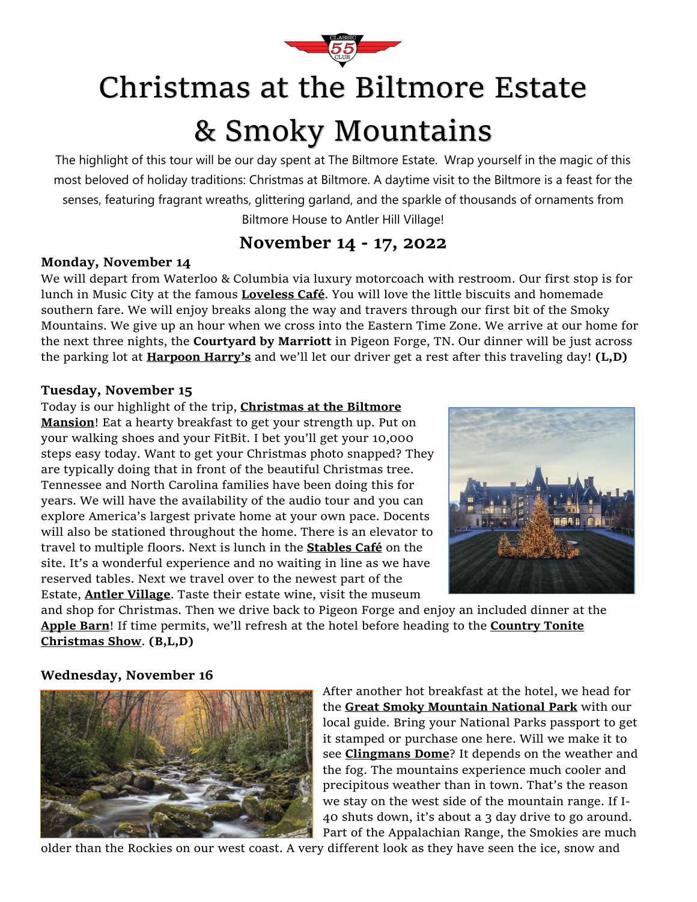# Christmas at the Biltmore Estate & Smoky Mountains

The highlight of this tour will be our day spent at The Biltmore Estate. Wrap yourself in the magic of this most beloved of holiday traditions: Christmas at Biltmore. A daytime visit to the Biltmore is a feast for the senses, featuring fragrant wreaths, glittering garland, and the sparkle of thousands of ornaments from Biltmore House to Antler Hill Village!

## November 14 - 17, 2022

**Monday, November 14**

We will depart from Waterloo & Columbia via luxury motorcoach with restroom. Our first stop is for lunch in Music City at the famous **Loveless Café**. You will love the little biscuits and homemade southern fare. We will enjoy breaks along the way and travers through our first bit of the Smoky Mountains. We give up an hour when we cross into the Eastern Time Zone. We arrive at our home for the next three nights, the **Courtyard by Marriott** in Pigeon Forge, TN. Our dinner will be just across the parking lot at **Harpoon Harry's** and we'll let our driver get a rest after this traveling day! **(L,D)**

**Tuesday, November 15**

Today is our highlight of the trip, **Christmas at the Biltmore Mansion**! Eat a hearty breakfast to get your strength up. Put on your walking shoes and your FitBit. I bet you'll get your 10,000 steps easy today. Want to get your Christmas photo snapped? They are typically doing that in front of the beautiful Christmas tree. Tennessee and North Carolina families have been doing this for years. We will have the availability of the audio tour and you can explore America's largest private home at your own pace. Docents will also be stationed throughout the home. There is an elevator to travel to multiple floors. Next is lunch in the **Stables Café** on the site. It's a wonderful experience and no waiting in line as we have reserved tables. Next we travel over to the newest part of the Estate, **Antler Village**. Taste their estate wine, visit the museum and shop for Christmas. Then we drive back to Pigeon Forge and enjoy an included dinner at the **Apple Barn**! If time permits, we'll refresh at the hotel before heading to the **Country Tonite Christmas Show**. **(B,L,D)**

**Wednesday, November 16**

After another hot breakfast at the hotel, we head for the **Great Smoky Mountain National Park** with our local guide. Bring your National Parks passport to get it stamped or purchase one here. Will we make it to see **Clingmans Dome**? It depends on the weather and the fog. The mountains experience much cooler and precipitous weather than in town. That's the reason we stay on the west side of the mountain range. If I-40 shuts down, it's about a 3 day drive to go around. Part of the Appalachian Range, the Smokies are much older than the Rockies on our west coast. A very different look as they have seen the ice, snow and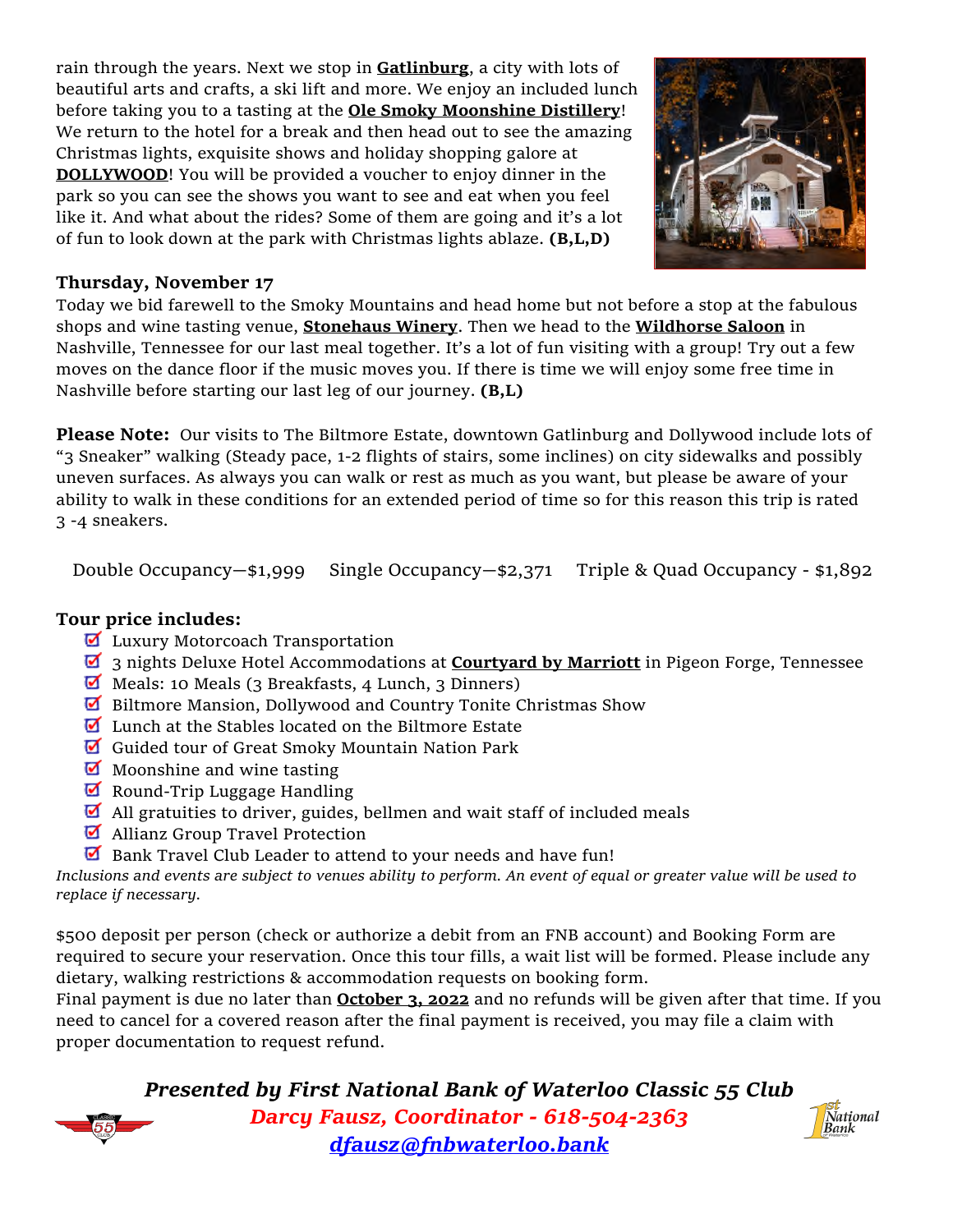rain through the years. Next we stop in **Gatlinburg**, a city with lots of beautiful arts and crafts, a ski lift and more. We enjoy an included lunch before taking you to a tasting at the **Ole Smoky Moonshine Distillery**! We return to the hotel for a break and then head out to see the amazing Christmas lights, exquisite shows and holiday shopping galore at **DOLLYWOOD**! You will be provided a voucher to enjoy dinner in the park so you can see the shows you want to see and eat when you feel like it. And what about the rides? Some of them are going and it's a lot of fun to look down at the park with Christmas lights ablaze. **(B,L,D)**

### Thursday, November 17

Today we bid farewell to the Smoky Mountains and head home but not before a stop at the fabulous shops and wine tasting venue, **Stonehaus Winery**. Then we head to the **Wildhorse Saloon** in Nashville, Tennessee for our last meal together. It's a lot of fun visiting with a group! Try out a few moves on the dance floor if the music moves you. If there is time we will enjoy some free time in Nashville before starting our last leg of our journey. **(B,L)**

**Please Note:** Our visits to The Biltmore Estate, downtown Gatlinburg and Dollywood include lots of "3 Sneaker" walking (Steady pace, 1-2 flights of stairs, some inclines) on city sidewalks and possibly uneven surfaces. As always you can walk or rest as much as you want, but please be aware of your ability to walk in these conditions for an extended period of time so for this reason this trip is rated 3 -4 sneakers.

Double Occupancy—$1,999    Single Occupancy—$2,371    Triple & Quad Occupancy - $1,892

### Tour price includes:

- Luxury Motorcoach Transportation
- 3 nights Deluxe Hotel Accommodations at **Courtyard by Marriott** in Pigeon Forge, Tennessee
- Meals: 10 Meals (3 Breakfasts, 4 Lunch, 3 Dinners)
- Biltmore Mansion, Dollywood and Country Tonite Christmas Show
- Lunch at the Stables located on the Biltmore Estate
- Guided tour of Great Smoky Mountain Nation Park
- Moonshine and wine tasting
- Round-Trip Luggage Handling
- All gratuities to driver, guides, bellmen and wait staff of included meals
- Allianz Group Travel Protection
- Bank Travel Club Leader to attend to your needs and have fun!

*Inclusions and events are subject to venues ability to perform. An event of equal or greater value will be used to replace if necessary.*

$500 deposit per person (check or authorize a debit from an FNB account) and Booking Form are required to secure your reservation. Once this tour fills, a wait list will be formed. Please include any dietary, walking restrictions & accommodation requests on booking form.
Final payment is due no later than **October 3, 2022** and no refunds will be given after that time. If you need to cancel for a covered reason after the final payment is received, you may file a claim with proper documentation to request refund.

***Presented by First National Bank of Waterloo Classic 55 Club***
***Darcy Fausz, Coordinator - 618-504-2363***
***dfausz@fnbwaterloo.bank***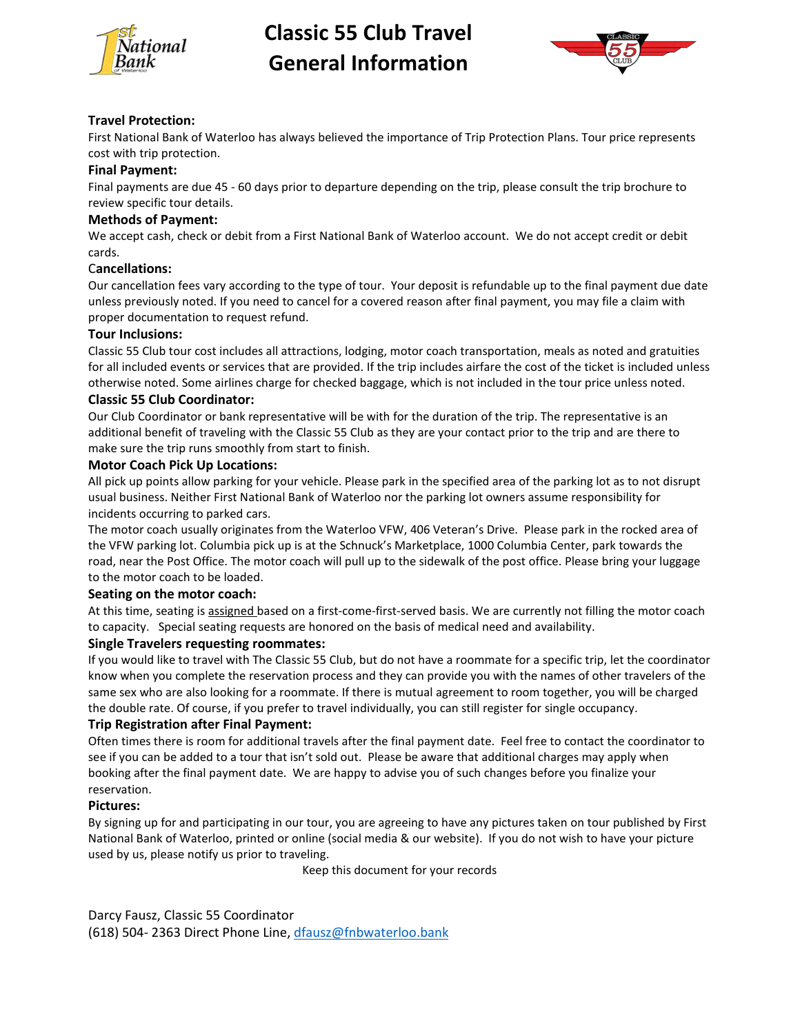# Classic 55 Club Travel General Information

**Travel Protection:**

First National Bank of Waterloo has always believed the importance of Trip Protection Plans. Tour price represents cost with trip protection.

**Final Payment:**

Final payments are due 45 - 60 days prior to departure depending on the trip, please consult the trip brochure to review specific tour details.

**Methods of Payment:**

We accept cash, check or debit from a First National Bank of Waterloo account. We do not accept credit or debit cards.

**Cancellations:**

Our cancellation fees vary according to the type of tour. Your deposit is refundable up to the final payment due date unless previously noted. If you need to cancel for a covered reason after final payment, you may file a claim with proper documentation to request refund.

**Tour Inclusions:**

Classic 55 Club tour cost includes all attractions, lodging, motor coach transportation, meals as noted and gratuities for all included events or services that are provided. If the trip includes airfare the cost of the ticket is included unless otherwise noted. Some airlines charge for checked baggage, which is not included in the tour price unless noted.

**Classic 55 Club Coordinator:**

Our Club Coordinator or bank representative will be with for the duration of the trip. The representative is an additional benefit of traveling with the Classic 55 Club as they are your contact prior to the trip and are there to make sure the trip runs smoothly from start to finish.

**Motor Coach Pick Up Locations:**

All pick up points allow parking for your vehicle. Please park in the specified area of the parking lot as to not disrupt usual business. Neither First National Bank of Waterloo nor the parking lot owners assume responsibility for incidents occurring to parked cars.

The motor coach usually originates from the Waterloo VFW, 406 Veteran's Drive. Please park in the rocked area of the VFW parking lot. Columbia pick up is at the Schnuck's Marketplace, 1000 Columbia Center, park towards the road, near the Post Office. The motor coach will pull up to the sidewalk of the post office. Please bring your luggage to the motor coach to be loaded.

**Seating on the motor coach:**

At this time, seating is assigned based on a first-come-first-served basis. We are currently not filling the motor coach to capacity. Special seating requests are honored on the basis of medical need and availability.

**Single Travelers requesting roommates:**

If you would like to travel with The Classic 55 Club, but do not have a roommate for a specific trip, let the coordinator know when you complete the reservation process and they can provide you with the names of other travelers of the same sex who are also looking for a roommate. If there is mutual agreement to room together, you will be charged the double rate. Of course, if you prefer to travel individually, you can still register for single occupancy.

**Trip Registration after Final Payment:**

Often times there is room for additional travels after the final payment date. Feel free to contact the coordinator to see if you can be added to a tour that isn't sold out. Please be aware that additional charges may apply when booking after the final payment date. We are happy to advise you of such changes before you finalize your reservation.

**Pictures:**

By signing up for and participating in our tour, you are agreeing to have any pictures taken on tour published by First National Bank of Waterloo, printed or online (social media & our website). If you do not wish to have your picture used by us, please notify us prior to traveling.

Keep this document for your records

Darcy Fausz, Classic 55 Coordinator
(618) 504- 2363 Direct Phone Line, dfausz@fnbwaterloo.bank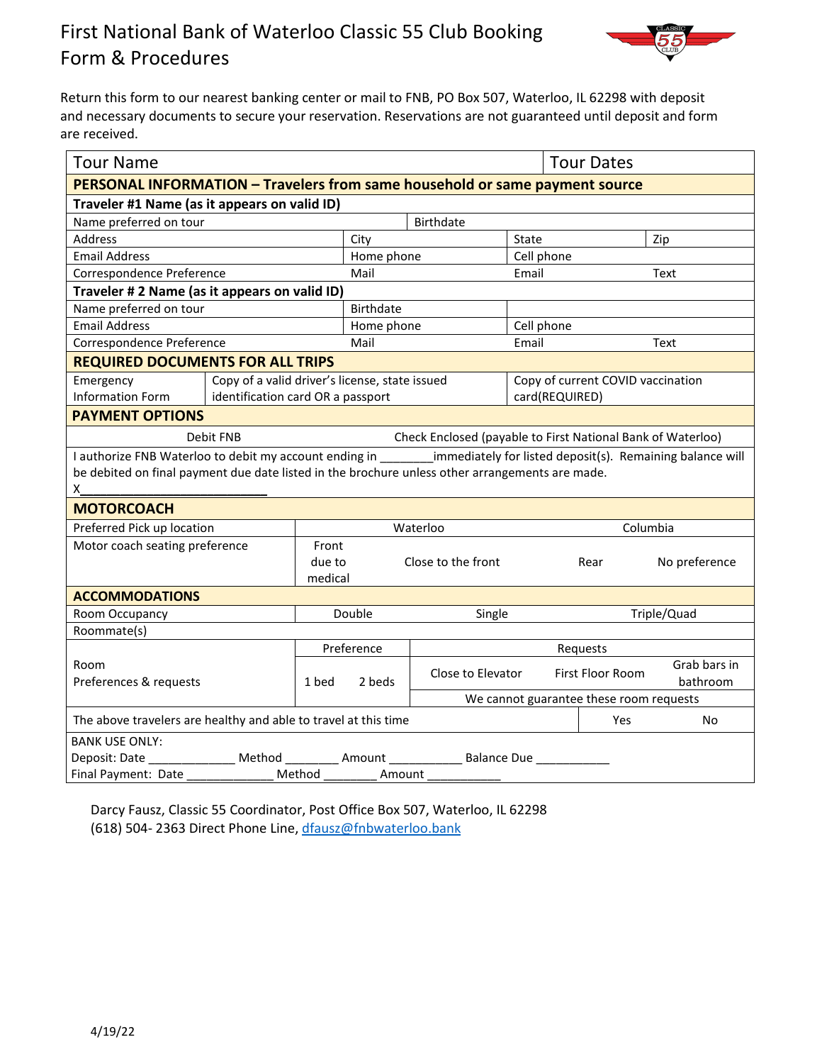# First National Bank of Waterloo Classic 55 Club Booking Form & Procedures

Return this form to our nearest banking center or mail to FNB, PO Box 507, Waterloo, IL 62298 with deposit and necessary documents to secure your reservation. Reservations are not guaranteed until deposit and form are received.

| | | | | |
|---|---|---|---|---|
| Tour Name | | | Tour Dates | |
| **PERSONAL INFORMATION – Travelers from same household or same payment source** | | | | |
| **Traveler #1 Name (as it appears on valid ID)** | | | | |
| Name preferred on tour | | Birthdate | | |
| Address | City | | State | Zip |
| Email Address | Home phone | | Cell phone | |
| Correspondence Preference | Mail | | Email | Text |
| **Traveler # 2 Name (as it appears on valid ID)** | | | | |
| Name preferred on tour | Birthdate | | | |
| Email Address | Home phone | | Cell phone | |
| Correspondence Preference | Mail | | Email | Text |
| **REQUIRED DOCUMENTS FOR ALL TRIPS** | | | | |
| Emergency Information Form | Copy of a valid driver's license, state issued identification card OR a passport | | Copy of current COVID vaccination card(REQUIRED) | |
| **PAYMENT OPTIONS** | | | | |
| Debit FNB | | Check Enclosed (payable to First National Bank of Waterloo) | | |
| I authorize FNB Waterloo to debit my account ending in ________immediately for listed deposit(s). Remaining balance will be debited on final payment due date listed in the brochure unless other arrangements are made. X___________________________ | | | | |
| **MOTORCOACH** | | | | |
| Preferred Pick up location | Waterloo | | Columbia | |
| Motor coach seating preference | Front due to medical | Close to the front | Rear | No preference |
| **ACCOMMODATIONS** | | | | |
| Room Occupancy | Double | Single | Triple/Quad | |
| Roommate(s) | | | | |
| Room Preferences & requests | Preference: 1 bed / 2 beds | Requests: Close to Elevator | First Floor Room | Grab bars in bathroom |
| | | We cannot guarantee these room requests | | |
| The above travelers are healthy and able to travel at this time | | | Yes | No |
| BANK USE ONLY:<br>Deposit: Date _____________ Method ________ Amount ___________ Balance Due ___________<br>Final Payment: Date _____________ Method ________ Amount ___________ | | | | |

Darcy Fausz, Classic 55 Coordinator, Post Office Box 507, Waterloo, IL 62298
(618) 504- 2363 Direct Phone Line, dfausz@fnbwaterloo.bank

4/19/22